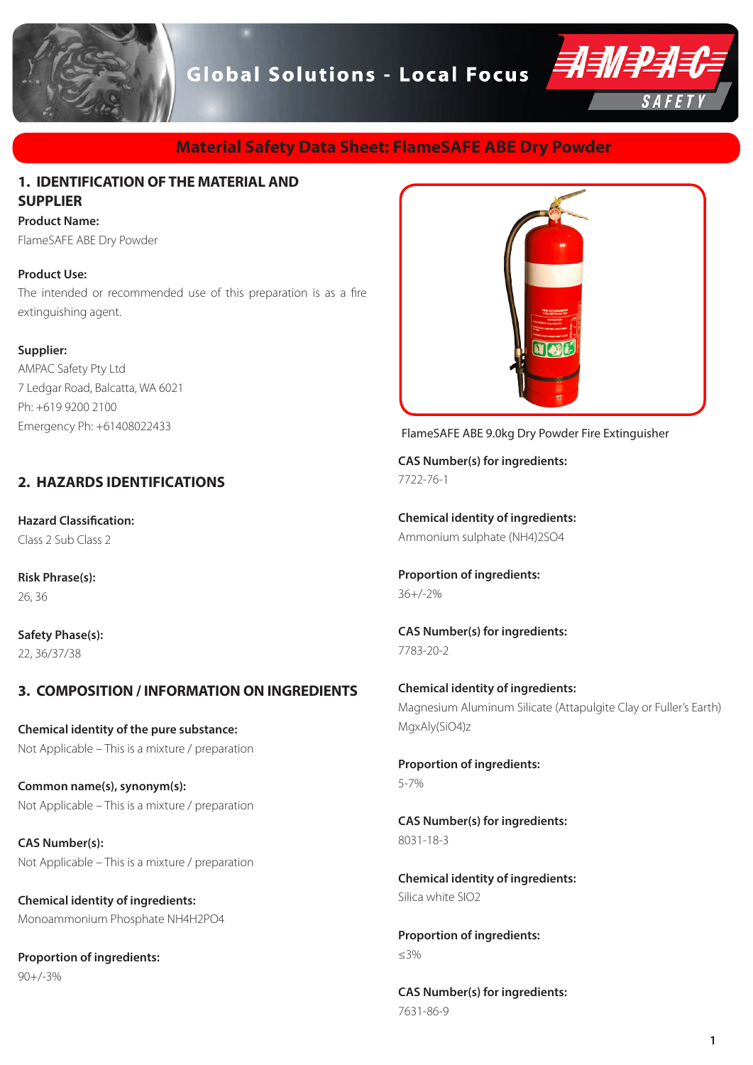# Material Safety Data Sheet: FlameSAFE ABE Dry Powder

## 1. IDENTIFICATION OF THE MATERIAL AND SUPPLIER

**Product Name:**

FlameSAFE ABE Dry Powder

**Product Use:**

The intended or recommended use of this preparation is as a fire extinguishing agent.

**Supplier:**

AMPAC Safety Pty Ltd
7 Ledgar Road, Balcatta, WA 6021
Ph: +619 9200 2100
Emergency Ph: +61408022433

## 2. HAZARDS IDENTIFICATIONS

**Hazard Classification:**

Class 2 Sub Class 2

**Risk Phrase(s):**

26, 36

**Safety Phase(s):**

22, 36/37/38

## 3. COMPOSITION / INFORMATION ON INGREDIENTS

**Chemical identity of the pure substance:**

Not Applicable – This is a mixture / preparation

**Common name(s), synonym(s):**

Not Applicable – This is a mixture / preparation

**CAS Number(s):**

Not Applicable – This is a mixture / preparation

**Chemical identity of ingredients:**

Monoammonium Phosphate $NH_4H_2PO_4$

**Proportion of ingredients:**

90+/-3%

FlameSAFE ABE 9.0kg Dry Powder Fire Extinguisher

**CAS Number(s) for ingredients:**

7722-76-1

**Chemical identity of ingredients:**

Ammonium sulphate $(NH_4)_2SO_4$

**Proportion of ingredients:**

36+/-2%

**CAS Number(s) for ingredients:**

7783-20-2

**Chemical identity of ingredients:**

Magnesium Aluminum Silicate (Attapulgite Clay or Fuller's Earth) $Mg_xAl_y(SiO_4)_z$

**Proportion of ingredients:**

5-7%

**CAS Number(s) for ingredients:**

8031-18-3

**Chemical identity of ingredients:**

Silica white $SiO_2$

**Proportion of ingredients:**

≤3%

**CAS Number(s) for ingredients:**

7631-86-9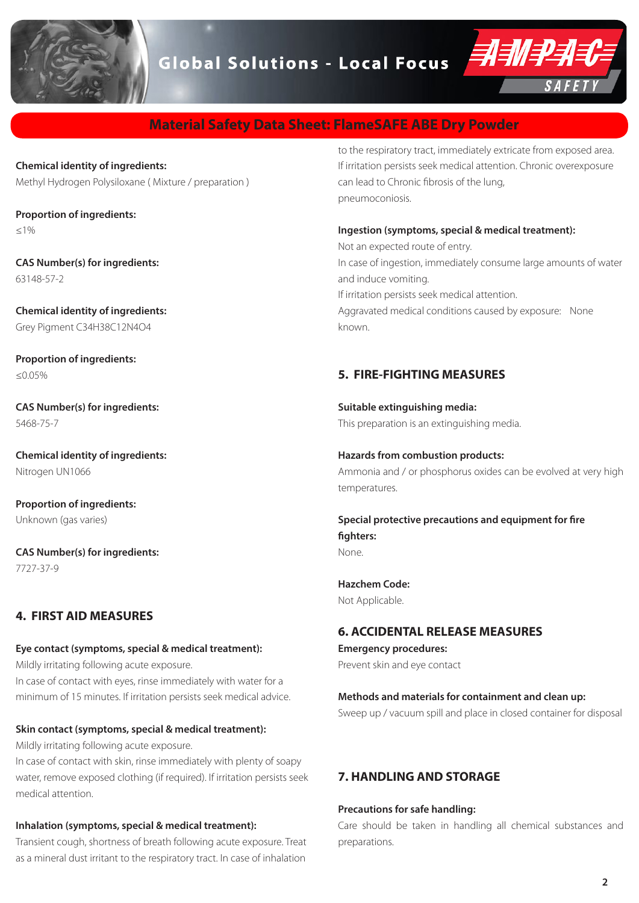## Material Safety Data Sheet: FlameSAFE ABE Dry Powder

**Chemical identity of ingredients:**
Methyl Hydrogen Polysiloxane ( Mixture / preparation )

**Proportion of ingredients:**
≤1%

**CAS Number(s) for ingredients:**
63148-57-2

**Chemical identity of ingredients:**
Grey Pigment C34H38C12N4O4

**Proportion of ingredients:**
≤0.05%

**CAS Number(s) for ingredients:**
5468-75-7

**Chemical identity of ingredients:**
Nitrogen UN1066

**Proportion of ingredients:**
Unknown (gas varies)

**CAS Number(s) for ingredients:**
7727-37-9

### 4. FIRST AID MEASURES

**Eye contact (symptoms, special & medical treatment):**
Mildly irritating following acute exposure.
In case of contact with eyes, rinse immediately with water for a minimum of 15 minutes. If irritation persists seek medical advice.

**Skin contact (symptoms, special & medical treatment):**
Mildly irritating following acute exposure.
In case of contact with skin, rinse immediately with plenty of soapy water, remove exposed clothing (if required). If irritation persists seek medical attention.

**Inhalation (symptoms, special & medical treatment):**
Transient cough, shortness of breath following acute exposure. Treat as a mineral dust irritant to the respiratory tract. In case of inhalation to the respiratory tract, immediately extricate from exposed area. If irritation persists seek medical attention. Chronic overexposure can lead to Chronic fibrosis of the lung, pneumoconiosis.

**Ingestion (symptoms, special & medical treatment):**
Not an expected route of entry.
In case of ingestion, immediately consume large amounts of water and induce vomiting.
If irritation persists seek medical attention.
Aggravated medical conditions caused by exposure: None known.

### 5. FIRE-FIGHTING MEASURES

**Suitable extinguishing media:**
This preparation is an extinguishing media.

**Hazards from combustion products:**
Ammonia and / or phosphorus oxides can be evolved at very high temperatures.

**Special protective precautions and equipment for fire fighters:**
None.

**Hazchem Code:**
Not Applicable.

### 6. ACCIDENTAL RELEASE MEASURES

**Emergency procedures:**
Prevent skin and eye contact

**Methods and materials for containment and clean up:**
Sweep up / vacuum spill and place in closed container for disposal

### 7. HANDLING AND STORAGE

**Precautions for safe handling:**
Care should be taken in handling all chemical substances and preparations.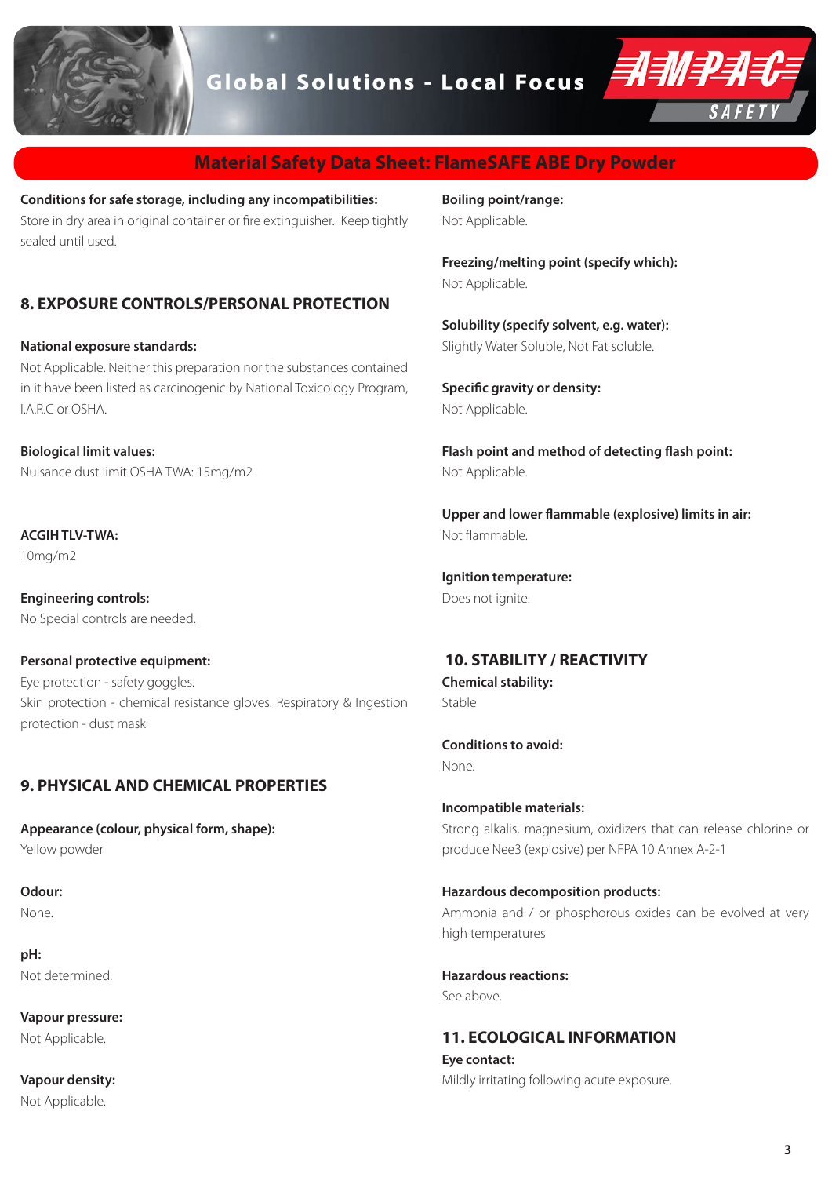# Material Safety Data Sheet: FlameSAFE ABE Dry Powder

**Conditions for safe storage, including any incompatibilities:**
Store in dry area in original container or fire extinguisher. Keep tightly sealed until used.

## 8. EXPOSURE CONTROLS/PERSONAL PROTECTION

**National exposure standards:**
Not Applicable. Neither this preparation nor the substances contained in it have been listed as carcinogenic by National Toxicology Program, I.A.R.C or OSHA.

**Biological limit values:**
Nuisance dust limit OSHA TWA: 15mg/m2

**ACGIH TLV-TWA:**
10mg/m2

**Engineering controls:**
No Special controls are needed.

**Personal protective equipment:**
Eye protection - safety goggles.
Skin protection - chemical resistance gloves. Respiratory & Ingestion protection - dust mask

## 9. PHYSICAL AND CHEMICAL PROPERTIES

**Appearance (colour, physical form, shape):**
Yellow powder

**Odour:**
None.

**pH:**
Not determined.

**Vapour pressure:**
Not Applicable.

**Vapour density:**
Not Applicable.

**Boiling point/range:**
Not Applicable.

**Freezing/melting point (specify which):**
Not Applicable.

**Solubility (specify solvent, e.g. water):**
Slightly Water Soluble, Not Fat soluble.

**Specific gravity or density:**
Not Applicable.

**Flash point and method of detecting flash point:**
Not Applicable.

**Upper and lower flammable (explosive) limits in air:**
Not flammable.

**Ignition temperature:**
Does not ignite.

## 10. STABILITY / REACTIVITY

**Chemical stability:**
Stable

**Conditions to avoid:**
None.

**Incompatible materials:**
Strong alkalis, magnesium, oxidizers that can release chlorine or produce Nee3 (explosive) per NFPA 10 Annex A-2-1

**Hazardous decomposition products:**
Ammonia and / or phosphorous oxides can be evolved at very high temperatures

**Hazardous reactions:**
See above.

## 11. ECOLOGICAL INFORMATION

**Eye contact:**
Mildly irritating following acute exposure.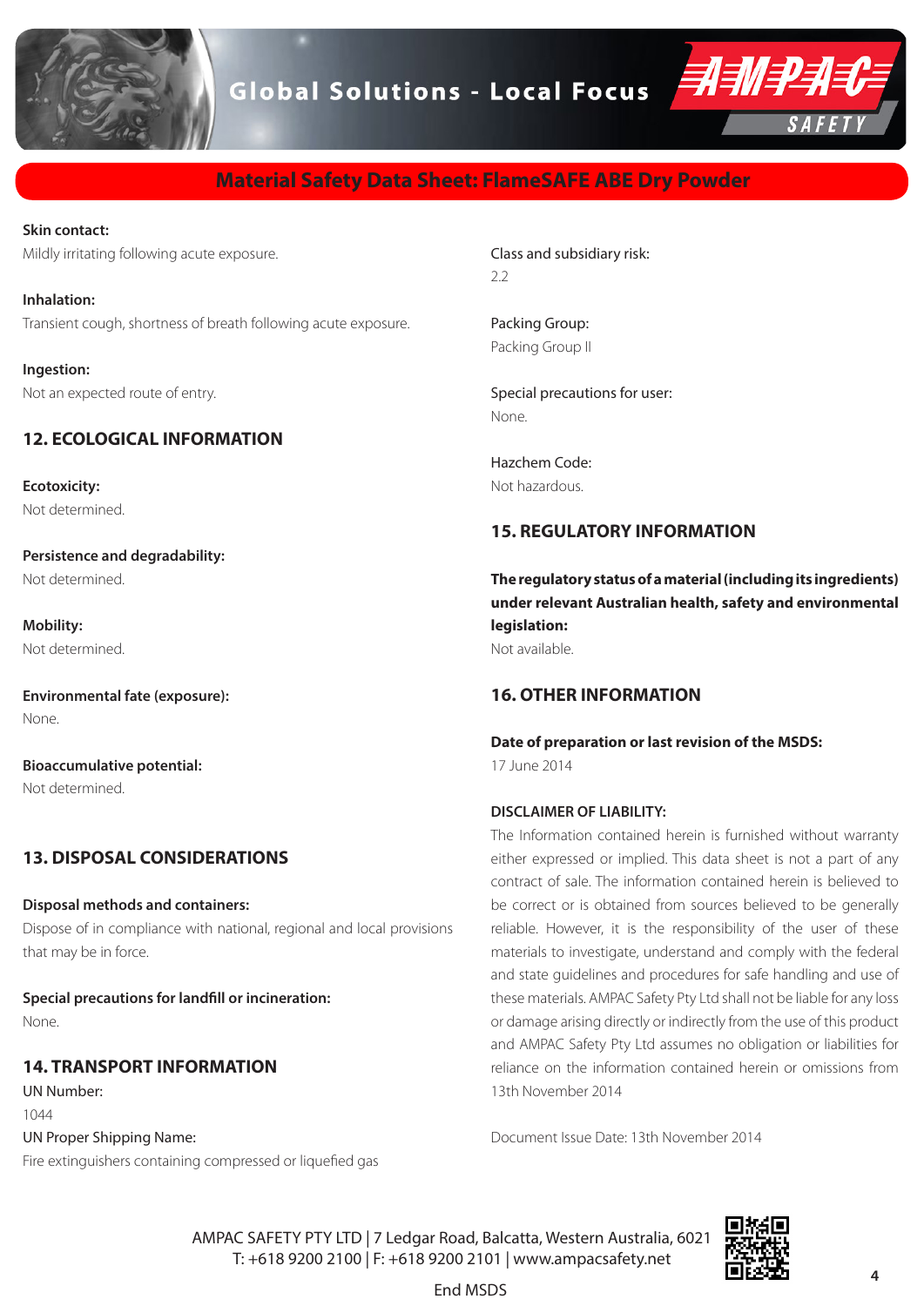**Skin contact:**
Mildly irritating following acute exposure.

**Inhalation:**
Transient cough, shortness of breath following acute exposure.

**Ingestion:**
Not an expected route of entry.

## 12. ECOLOGICAL INFORMATION

**Ecotoxicity:**
Not determined.

**Persistence and degradability:**
Not determined.

**Mobility:**
Not determined.

**Environmental fate (exposure):**
None.

**Bioaccumulative potential:**
Not determined.

## 13. DISPOSAL CONSIDERATIONS

**Disposal methods and containers:**
Dispose of in compliance with national, regional and local provisions that may be in force.

**Special precautions for landfill or incineration:**
None.

## 14. TRANSPORT INFORMATION

UN Number:
1044

UN Proper Shipping Name:
Fire extinguishers containing compressed or liquefied gas

Class and subsidiary risk:
2.2

Packing Group:
Packing Group II

Special precautions for user:
None.

Hazchem Code:
Not hazardous.

## 15. REGULATORY INFORMATION

**The regulatory status of a material (including its ingredients) under relevant Australian health, safety and environmental legislation:**
Not available.

## 16. OTHER INFORMATION

**Date of preparation or last revision of the MSDS:**
17 June 2014

**DISCLAIMER OF LIABILITY:**
The Information contained herein is furnished without warranty either expressed or implied. This data sheet is not a part of any contract of sale. The information contained herein is believed to be correct or is obtained from sources believed to be generally reliable. However, it is the responsibility of the user of these materials to investigate, understand and comply with the federal and state guidelines and procedures for safe handling and use of these materials. AMPAC Safety Pty Ltd shall not be liable for any loss or damage arising directly or indirectly from the use of this product and AMPAC Safety Pty Ltd assumes no obligation or liabilities for reliance on the information contained herein or omissions from 13th November 2014

Document Issue Date: 13th November 2014

End MSDS